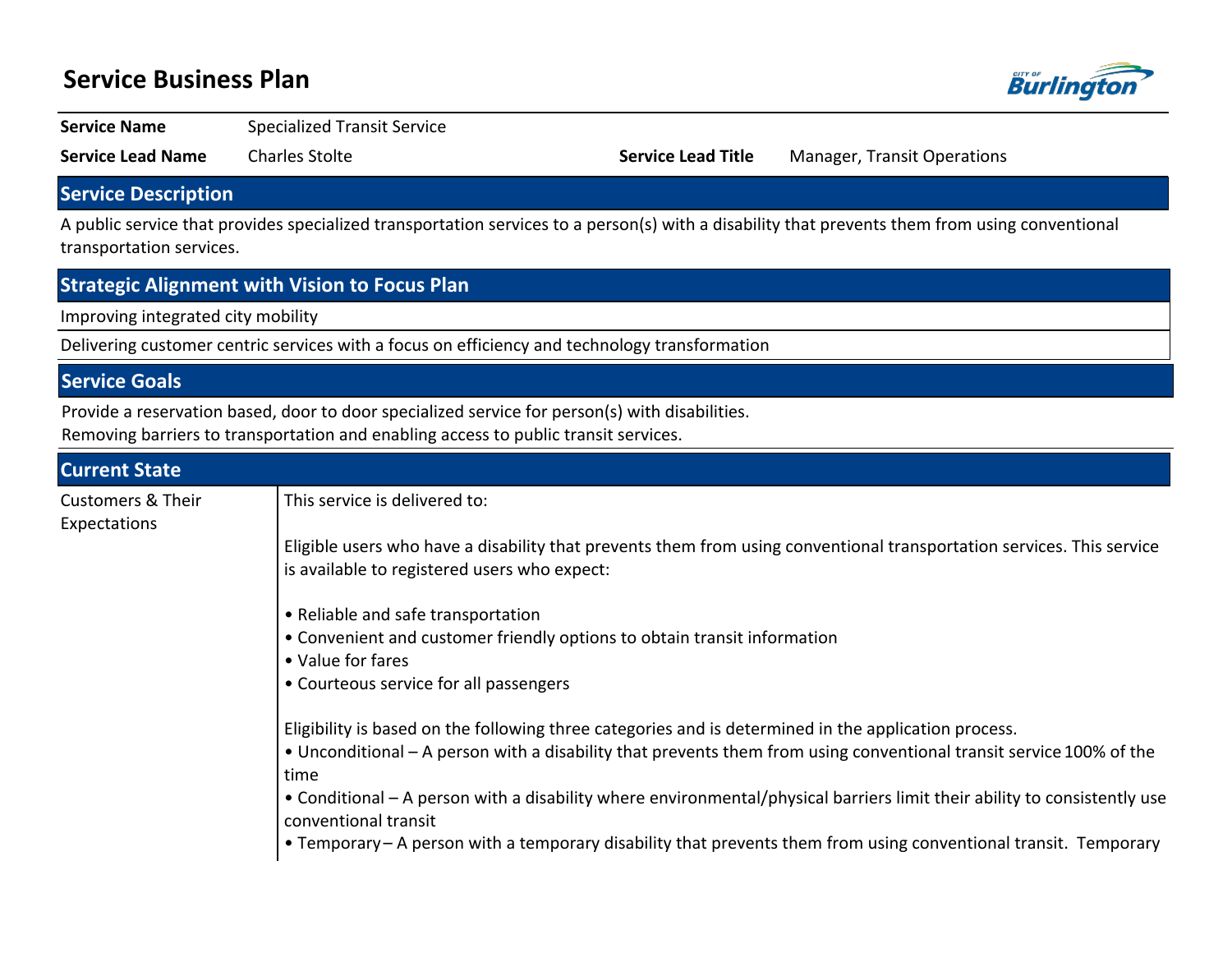# Service Business Plan

| | | | |
|---|---|---|---|
| **Service Name** | Specialized Transit Service | | |
| **Service Lead Name** | Charles Stolte | **Service Lead Title** | Manager, Transit Operations |

## Service Description

A public service that provides specialized transportation services to a person(s) with a disability that prevents them from using conventional transportation services.

## Strategic Alignment with Vision to Focus Plan

Improving integrated city mobility

Delivering customer centric services with a focus on efficiency and technology transformation

## Service Goals

Provide a reservation based, door to door specialized service for person(s) with disabilities.
Removing barriers to transportation and enabling access to public transit services.

## Current State

**Customers & Their Expectations**

This service is delivered to:

Eligible users who have a disability that prevents them from using conventional transportation services. This service is available to registered users who expect:

- Reliable and safe transportation
- Convenient and customer friendly options to obtain transit information
- Value for fares
- Courteous service for all passengers

Eligibility is based on the following three categories and is determined in the application process.

- Unconditional – A person with a disability that prevents them from using conventional transit service 100% of the time
- Conditional – A person with a disability where environmental/physical barriers limit their ability to consistently use conventional transit
- Temporary – A person with a temporary disability that prevents them from using conventional transit. Temporary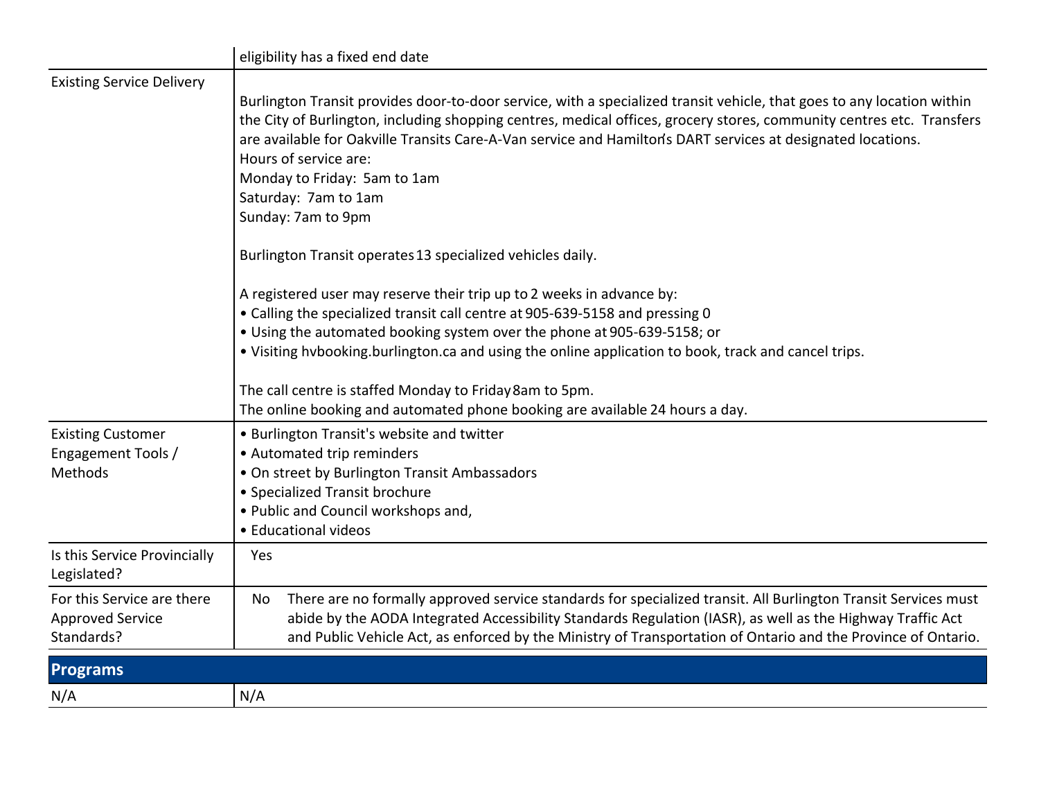| | |
|---|---|
| | eligibility has a fixed end date |
| Existing Service Delivery | Burlington Transit provides door-to-door service, with a specialized transit vehicle, that goes to any location within the City of Burlington, including shopping centres, medical offices, grocery stores, community centres etc. Transfers are available for Oakville Transits Care-A-Van service and Hamilton's DART services at designated locations.<br>Hours of service are:<br>Monday to Friday: 5am to 1am<br>Saturday: 7am to 1am<br>Sunday: 7am to 9pm<br><br>Burlington Transit operates 13 specialized vehicles daily.<br><br>A registered user may reserve their trip up to 2 weeks in advance by:<br>• Calling the specialized transit call centre at 905-639-5158 and pressing 0<br>• Using the automated booking system over the phone at 905-639-5158; or<br>• Visiting hvbooking.burlington.ca and using the online application to book, track and cancel trips.<br><br>The call centre is staffed Monday to Friday 8am to 5pm.<br>The online booking and automated phone booking are available 24 hours a day. |
| Existing Customer Engagement Tools / Methods | • Burlington Transit's website and twitter<br>• Automated trip reminders<br>• On street by Burlington Transit Ambassadors<br>• Specialized Transit brochure<br>• Public and Council workshops and,<br>• Educational videos |
| Is this Service Provincially Legislated? | Yes |
| For this Service are there Approved Service Standards? | No There are no formally approved service standards for specialized transit. All Burlington Transit Services must abide by the AODA Integrated Accessibility Standards Regulation (IASR), as well as the Highway Traffic Act and Public Vehicle Act, as enforced by the Ministry of Transportation of Ontario and the Province of Ontario. |

## Programs

| | |
|---|---|
| N/A | N/A |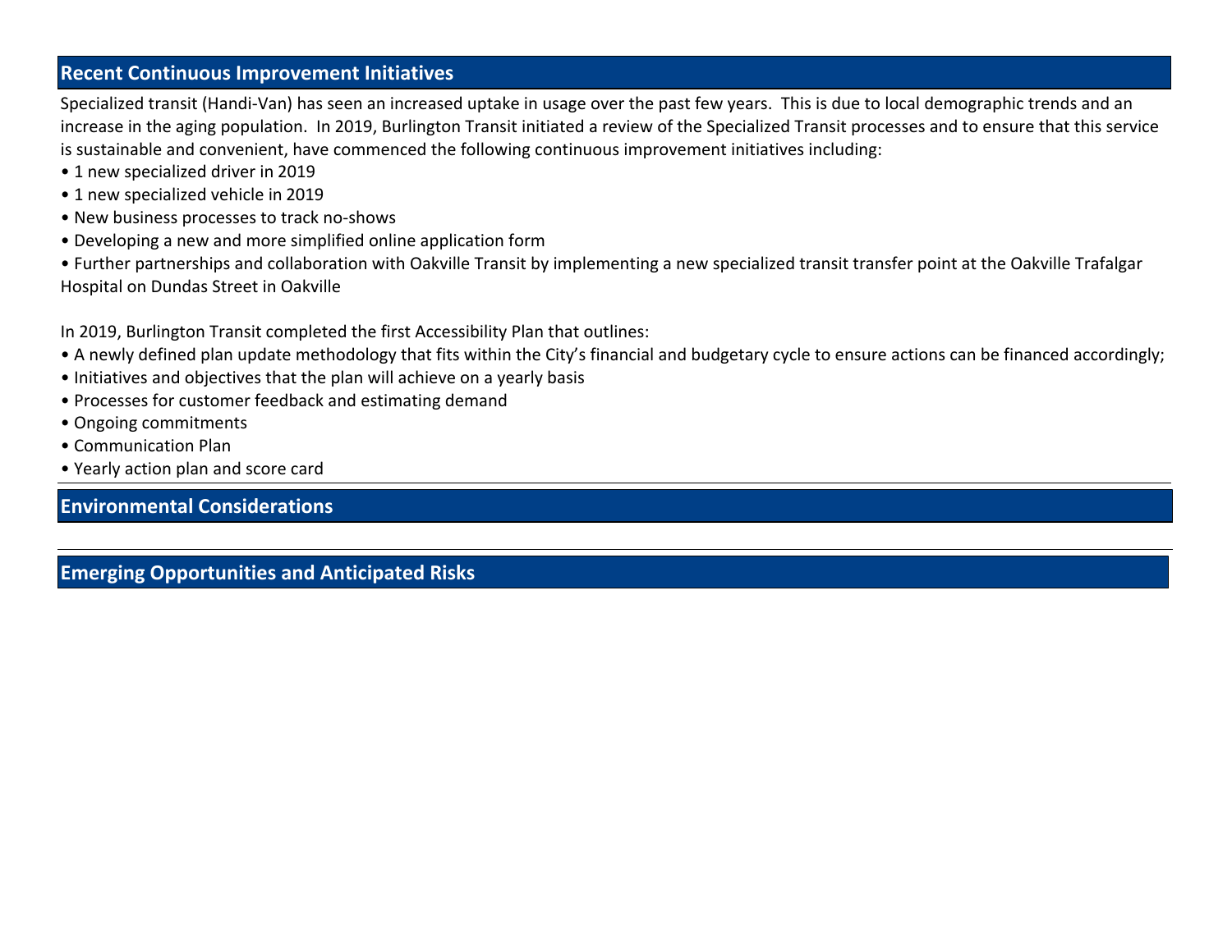## Recent Continuous Improvement Initiatives

Specialized transit (Handi-Van) has seen an increased uptake in usage over the past few years. This is due to local demographic trends and an increase in the aging population. In 2019, Burlington Transit initiated a review of the Specialized Transit processes and to ensure that this service is sustainable and convenient, have commenced the following continuous improvement initiatives including:

- 1 new specialized driver in 2019
- 1 new specialized vehicle in 2019
- New business processes to track no-shows
- Developing a new and more simplified online application form
- Further partnerships and collaboration with Oakville Transit by implementing a new specialized transit transfer point at the Oakville Trafalgar Hospital on Dundas Street in Oakville

In 2019, Burlington Transit completed the first Accessibility Plan that outlines:

- A newly defined plan update methodology that fits within the City's financial and budgetary cycle to ensure actions can be financed accordingly;
- Initiatives and objectives that the plan will achieve on a yearly basis
- Processes for customer feedback and estimating demand
- Ongoing commitments
- Communication Plan
- Yearly action plan and score card

## Environmental Considerations

## Emerging Opportunities and Anticipated Risks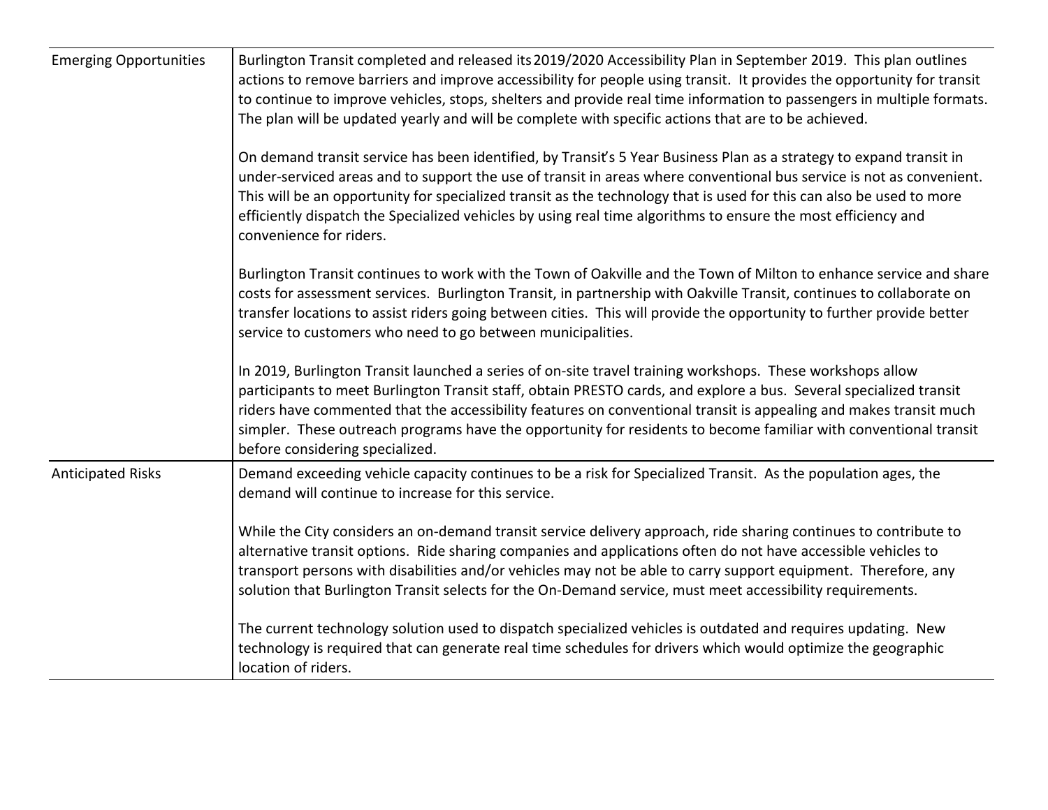| | |
|---|---|
| Emerging Opportunities | Burlington Transit completed and released its 2019/2020 Accessibility Plan in September 2019. This plan outlines actions to remove barriers and improve accessibility for people using transit. It provides the opportunity for transit to continue to improve vehicles, stops, shelters and provide real time information to passengers in multiple formats. The plan will be updated yearly and will be complete with specific actions that are to be achieved.<br><br>On demand transit service has been identified, by Transit's 5 Year Business Plan as a strategy to expand transit in under-serviced areas and to support the use of transit in areas where conventional bus service is not as convenient. This will be an opportunity for specialized transit as the technology that is used for this can also be used to more efficiently dispatch the Specialized vehicles by using real time algorithms to ensure the most efficiency and convenience for riders.<br><br>Burlington Transit continues to work with the Town of Oakville and the Town of Milton to enhance service and share costs for assessment services. Burlington Transit, in partnership with Oakville Transit, continues to collaborate on transfer locations to assist riders going between cities. This will provide the opportunity to further provide better service to customers who need to go between municipalities.<br><br>In 2019, Burlington Transit launched a series of on-site travel training workshops. These workshops allow participants to meet Burlington Transit staff, obtain PRESTO cards, and explore a bus. Several specialized transit riders have commented that the accessibility features on conventional transit is appealing and makes transit much simpler. These outreach programs have the opportunity for residents to become familiar with conventional transit before considering specialized. |
| Anticipated Risks | Demand exceeding vehicle capacity continues to be a risk for Specialized Transit. As the population ages, the demand will continue to increase for this service.<br><br>While the City considers an on-demand transit service delivery approach, ride sharing continues to contribute to alternative transit options. Ride sharing companies and applications often do not have accessible vehicles to transport persons with disabilities and/or vehicles may not be able to carry support equipment. Therefore, any solution that Burlington Transit selects for the On-Demand service, must meet accessibility requirements.<br><br>The current technology solution used to dispatch specialized vehicles is outdated and requires updating. New technology is required that can generate real time schedules for drivers which would optimize the geographic location of riders. |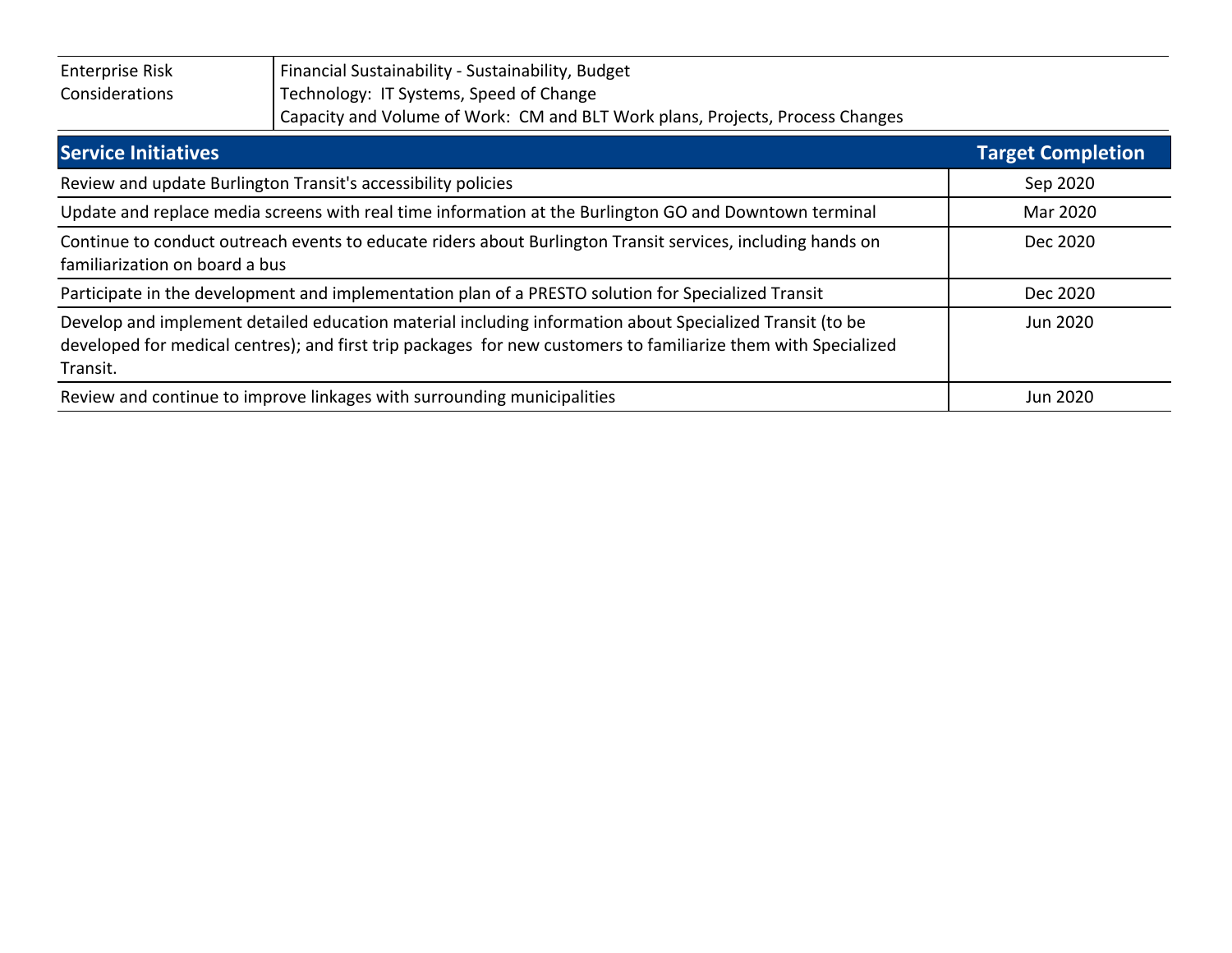| Enterprise Risk Considerations | Financial Sustainability - Sustainability, Budget<br>Technology: IT Systems, Speed of Change<br>Capacity and Volume of Work: CM and BLT Work plans, Projects, Process Changes |
|---|---|

| Service Initiatives | Target Completion |
|---|---|
| Review and update Burlington Transit's accessibility policies | Sep 2020 |
| Update and replace media screens with real time information at the Burlington GO and Downtown terminal | Mar 2020 |
| Continue to conduct outreach events to educate riders about Burlington Transit services, including hands on familiarization on board a bus | Dec 2020 |
| Participate in the development and implementation plan of a PRESTO solution for Specialized Transit | Dec 2020 |
| Develop and implement detailed education material including information about Specialized Transit (to be developed for medical centres); and first trip packages for new customers to familiarize them with Specialized Transit. | Jun 2020 |
| Review and continue to improve linkages with surrounding municipalities | Jun 2020 |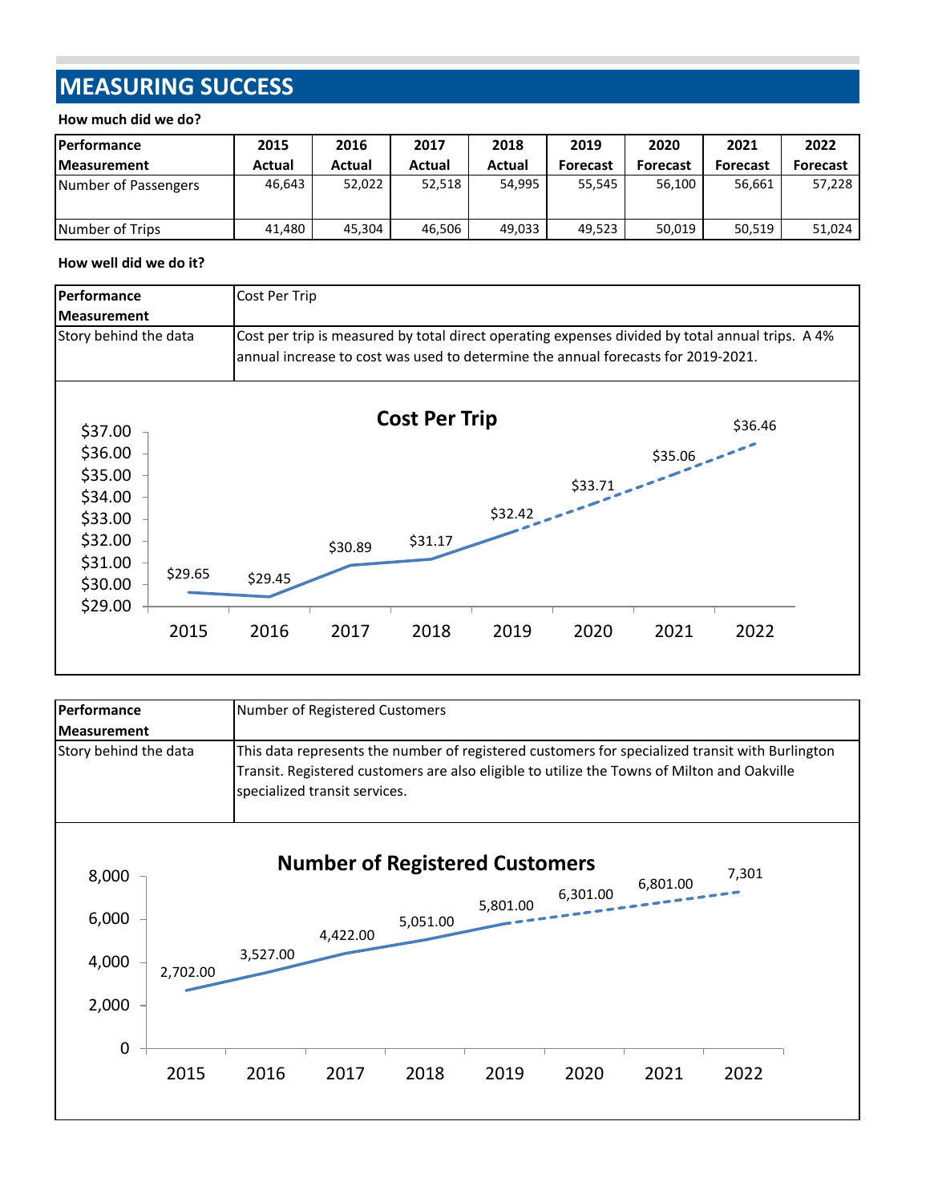# MEASURING SUCCESS

**How much did we do?**

| Performance Measurement | 2015 Actual | 2016 Actual | 2017 Actual | 2018 Actual | 2019 Forecast | 2020 Forecast | 2021 Forecast | 2022 Forecast |
|---|---|---|---|---|---|---|---|---|
| Number of Passengers | 46,643 | 52,022 | 52,518 | 54,995 | 55,545 | 56,100 | 56,661 | 57,228 |
| Number of Trips | 41,480 | 45,304 | 46,506 | 49,033 | 49,523 | 50,019 | 50,519 | 51,024 |

**How well did we do it?**

| | |
|---|---|
| **Performance Measurement** | Cost Per Trip |
| Story behind the data | Cost per trip is measured by total direct operating expenses divided by total annual trips. A 4% annual increase to cost was used to determine the annual forecasts for 2019-2021. |

Cost Per Trip

$37.00
$36.00
$35.00
$34.00
$33.00
$32.00
$31.00
$30.00
$29.00

2015 2016 2017 2018 2019 2020 2021 2022

$29.65 $29.45 $30.89 $31.17 $32.42 $33.71 $35.06 $36.46

| | |
|---|---|
| **Performance Measurement** | Number of Registered Customers |
| Story behind the data | This data represents the number of registered customers for specialized transit with Burlington Transit. Registered customers are also eligible to utilize the Towns of Milton and Oakville specialized transit services. |

Number of Registered Customers

8,000
6,000
4,000
2,000
0

2015 2016 2017 2018 2019 2020 2021 2022

2,702.00 3,527.00 4,422.00 5,051.00 5,801.00 6,301.00 6,801.00 7,301